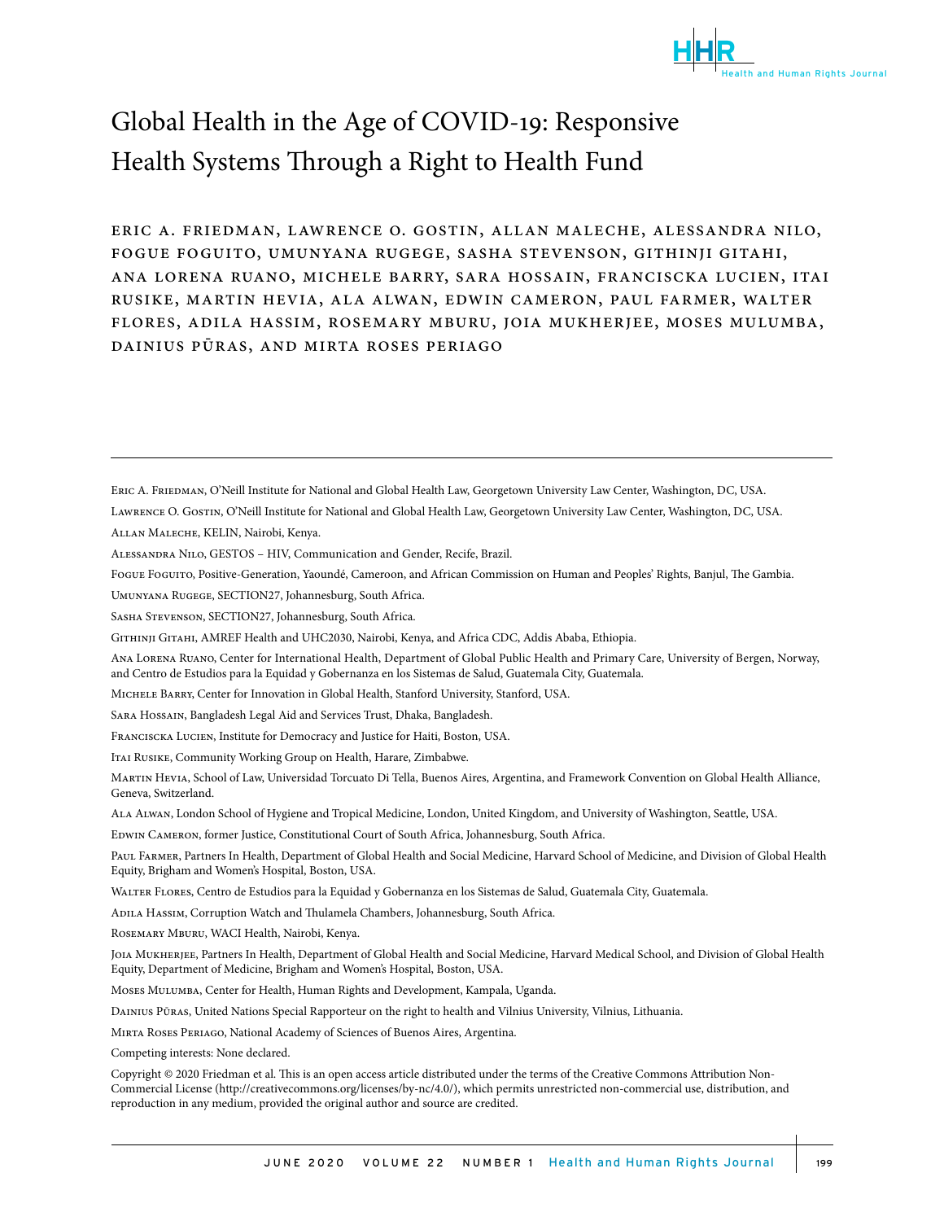# Global Health in the Age of COVID-19: Responsive Health Systems Through a Right to Health Fund

Eric A. Friedman, Lawrence O. Gostin, Allan Maleche, Alessandra Nilo, Fogue Foguito, Umunyana Rugege, Sasha Stevenson, Githinji Gitahi, Ana Lorena Ruano, Michele Barry, Sara Hossain, Franciscka Lucien, Itai Rusike, Martin Hevia, Ala Alwan, Edwin Cameron, Paul Farmer, Walter Flores, Adila Hassim, Rosemary Mburu, Joia Mukherjee, Moses Mulumba, Dainius Pūras, and Mirta Roses Periago

---

Eric A. Friedman, O'Neill Institute for National and Global Health Law, Georgetown University Law Center, Washington, DC, USA.

Lawrence O. Gostin, O'Neill Institute for National and Global Health Law, Georgetown University Law Center, Washington, DC, USA.

Allan Maleche, KELIN, Nairobi, Kenya.

Alessandra Nilo, GESTOS – HIV, Communication and Gender, Recife, Brazil.

Fogue Foguito, Positive-Generation, Yaoundé, Cameroon, and African Commission on Human and Peoples' Rights, Banjul, The Gambia.

Umunyana Rugege, SECTION27, Johannesburg, South Africa.

Sasha Stevenson, SECTION27, Johannesburg, South Africa.

Githinji Gitahi, AMREF Health and UHC2030, Nairobi, Kenya, and Africa CDC, Addis Ababa, Ethiopia.

Ana Lorena Ruano, Center for International Health, Department of Global Public Health and Primary Care, University of Bergen, Norway, and Centro de Estudios para la Equidad y Gobernanza en los Sistemas de Salud, Guatemala City, Guatemala.

Michele Barry, Center for Innovation in Global Health, Stanford University, Stanford, USA.

Sara Hossain, Bangladesh Legal Aid and Services Trust, Dhaka, Bangladesh.

Franciscka Lucien, Institute for Democracy and Justice for Haiti, Boston, USA.

Itai Rusike, Community Working Group on Health, Harare, Zimbabwe.

Martin Hevia, School of Law, Universidad Torcuato Di Tella, Buenos Aires, Argentina, and Framework Convention on Global Health Alliance, Geneva, Switzerland.

Ala Alwan, London School of Hygiene and Tropical Medicine, London, United Kingdom, and University of Washington, Seattle, USA.

Edwin Cameron, former Justice, Constitutional Court of South Africa, Johannesburg, South Africa.

Paul Farmer, Partners In Health, Department of Global Health and Social Medicine, Harvard School of Medicine, and Division of Global Health Equity, Brigham and Women's Hospital, Boston, USA.

Walter Flores, Centro de Estudios para la Equidad y Gobernanza en los Sistemas de Salud, Guatemala City, Guatemala.

Adila Hassim, Corruption Watch and Thulamela Chambers, Johannesburg, South Africa.

Rosemary Mburu, WACI Health, Nairobi, Kenya.

Joia Mukherjee, Partners In Health, Department of Global Health and Social Medicine, Harvard Medical School, and Division of Global Health Equity, Department of Medicine, Brigham and Women's Hospital, Boston, USA.

Moses Mulumba, Center for Health, Human Rights and Development, Kampala, Uganda.

Dainius Pūras, United Nations Special Rapporteur on the right to health and Vilnius University, Vilnius, Lithuania.

Mirta Roses Periago, National Academy of Sciences of Buenos Aires, Argentina.

Competing interests: None declared.

Copyright © 2020 Friedman et al. This is an open access article distributed under the terms of the Creative Commons Attribution Non-Commercial License (http://creativecommons.org/licenses/by-nc/4.0/), which permits unrestricted non-commercial use, distribution, and reproduction in any medium, provided the original author and source are credited.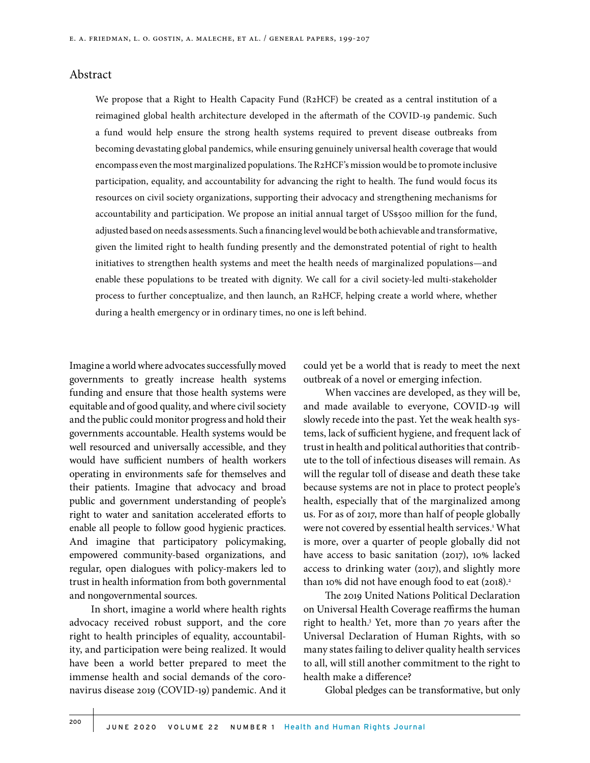## Abstract

We propose that a Right to Health Capacity Fund (R2HCF) be created as a central institution of a reimagined global health architecture developed in the aftermath of the COVID-19 pandemic. Such a fund would help ensure the strong health systems required to prevent disease outbreaks from becoming devastating global pandemics, while ensuring genuinely universal health coverage that would encompass even the most marginalized populations. The R2HCF's mission would be to promote inclusive participation, equality, and accountability for advancing the right to health. The fund would focus its resources on civil society organizations, supporting their advocacy and strengthening mechanisms for accountability and participation. We propose an initial annual target of US$500 million for the fund, adjusted based on needs assessments. Such a financing level would be both achievable and transformative, given the limited right to health funding presently and the demonstrated potential of right to health initiatives to strengthen health systems and meet the health needs of marginalized populations—and enable these populations to be treated with dignity. We call for a civil society-led multi-stakeholder process to further conceptualize, and then launch, an R2HCF, helping create a world where, whether during a health emergency or in ordinary times, no one is left behind.

Imagine a world where advocates successfully moved governments to greatly increase health systems funding and ensure that those health systems were equitable and of good quality, and where civil society and the public could monitor progress and hold their governments accountable. Health systems would be well resourced and universally accessible, and they would have sufficient numbers of health workers operating in environments safe for themselves and their patients. Imagine that advocacy and broad public and government understanding of people's right to water and sanitation accelerated efforts to enable all people to follow good hygienic practices. And imagine that participatory policymaking, empowered community-based organizations, and regular, open dialogues with policy-makers led to trust in health information from both governmental and nongovernmental sources.

In short, imagine a world where health rights advocacy received robust support, and the core right to health principles of equality, accountability, and participation were being realized. It would have been a world better prepared to meet the immense health and social demands of the coronavirus disease 2019 (COVID-19) pandemic. And it could yet be a world that is ready to meet the next outbreak of a novel or emerging infection.

When vaccines are developed, as they will be, and made available to everyone, COVID-19 will slowly recede into the past. Yet the weak health systems, lack of sufficient hygiene, and frequent lack of trust in health and political authorities that contribute to the toll of infectious diseases will remain. As will the regular toll of disease and death these take because systems are not in place to protect people's health, especially that of the marginalized among us. For as of 2017, more than half of people globally were not covered by essential health services.[1] What is more, over a quarter of people globally did not have access to basic sanitation (2017), 10% lacked access to drinking water (2017), and slightly more than 10% did not have enough food to eat (2018).[2]

The 2019 United Nations Political Declaration on Universal Health Coverage reaffirms the human right to health.[3] Yet, more than 70 years after the Universal Declaration of Human Rights, with so many states failing to deliver quality health services to all, will still another commitment to the right to health make a difference?

Global pledges can be transformative, but only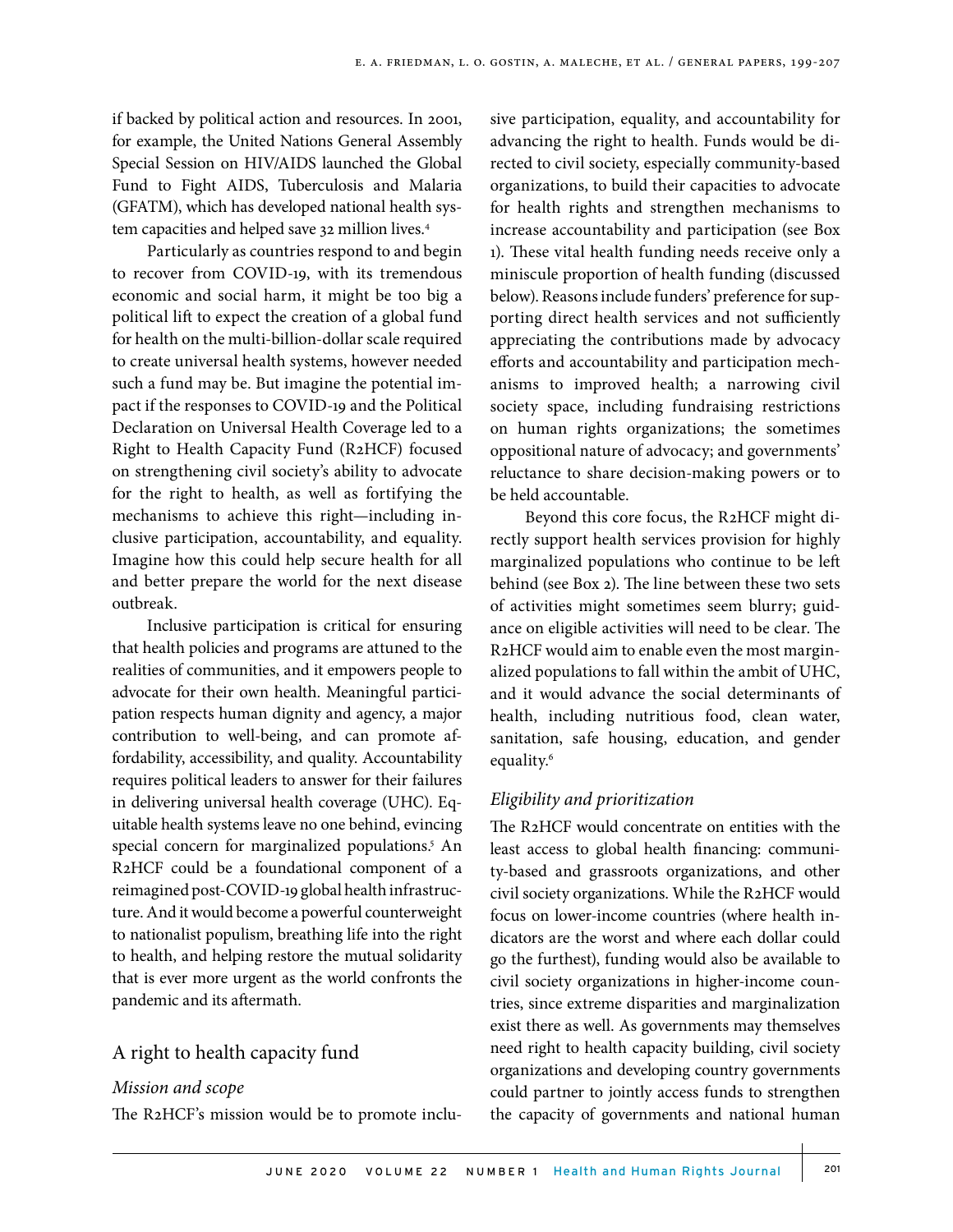if backed by political action and resources. In 2001, for example, the United Nations General Assembly Special Session on HIV/AIDS launched the Global Fund to Fight AIDS, Tuberculosis and Malaria (GFATM), which has developed national health system capacities and helped save 32 million lives.[4]

Particularly as countries respond to and begin to recover from COVID-19, with its tremendous economic and social harm, it might be too big a political lift to expect the creation of a global fund for health on the multi-billion-dollar scale required to create universal health systems, however needed such a fund may be. But imagine the potential impact if the responses to COVID-19 and the Political Declaration on Universal Health Coverage led to a Right to Health Capacity Fund (R2HCF) focused on strengthening civil society's ability to advocate for the right to health, as well as fortifying the mechanisms to achieve this right—including inclusive participation, accountability, and equality. Imagine how this could help secure health for all and better prepare the world for the next disease outbreak.

Inclusive participation is critical for ensuring that health policies and programs are attuned to the realities of communities, and it empowers people to advocate for their own health. Meaningful participation respects human dignity and agency, a major contribution to well-being, and can promote affordability, accessibility, and quality. Accountability requires political leaders to answer for their failures in delivering universal health coverage (UHC). Equitable health systems leave no one behind, evincing special concern for marginalized populations.[5] An R2HCF could be a foundational component of a reimagined post-COVID-19 global health infrastructure. And it would become a powerful counterweight to nationalist populism, breathing life into the right to health, and helping restore the mutual solidarity that is ever more urgent as the world confronts the pandemic and its aftermath.

## A right to health capacity fund

### *Mission and scope*

The R2HCF's mission would be to promote inclusive participation, equality, and accountability for advancing the right to health. Funds would be directed to civil society, especially community-based organizations, to build their capacities to advocate for health rights and strengthen mechanisms to increase accountability and participation (see Box 1). These vital health funding needs receive only a miniscule proportion of health funding (discussed below). Reasons include funders' preference for supporting direct health services and not sufficiently appreciating the contributions made by advocacy efforts and accountability and participation mechanisms to improved health; a narrowing civil society space, including fundraising restrictions on human rights organizations; the sometimes oppositional nature of advocacy; and governments' reluctance to share decision-making powers or to be held accountable.

Beyond this core focus, the R2HCF might directly support health services provision for highly marginalized populations who continue to be left behind (see Box 2). The line between these two sets of activities might sometimes seem blurry; guidance on eligible activities will need to be clear. The R2HCF would aim to enable even the most marginalized populations to fall within the ambit of UHC, and it would advance the social determinants of health, including nutritious food, clean water, sanitation, safe housing, education, and gender equality.[6]

### *Eligibility and prioritization*

The R2HCF would concentrate on entities with the least access to global health financing: community-based and grassroots organizations, and other civil society organizations. While the R2HCF would focus on lower-income countries (where health indicators are the worst and where each dollar could go the furthest), funding would also be available to civil society organizations in higher-income countries, since extreme disparities and marginalization exist there as well. As governments may themselves need right to health capacity building, civil society organizations and developing country governments could partner to jointly access funds to strengthen the capacity of governments and national human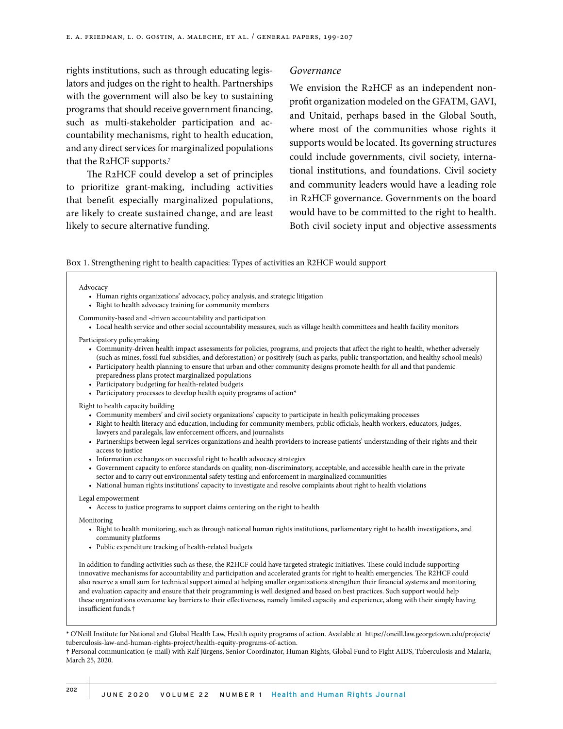rights institutions, such as through educating legislators and judges on the right to health. Partnerships with the government will also be key to sustaining programs that should receive government financing, such as multi-stakeholder participation and accountability mechanisms, right to health education, and any direct services for marginalized populations that the R2HCF supports.[7]

The R2HCF could develop a set of principles to prioritize grant-making, including activities that benefit especially marginalized populations, are likely to create sustained change, and are least likely to secure alternative funding.

### *Governance*

We envision the R2HCF as an independent non-profit organization modeled on the GFATM, GAVI, and Unitaid, perhaps based in the Global South, where most of the communities whose rights it supports would be located. Its governing structures could include governments, civil society, international institutions, and foundations. Civil society and community leaders would have a leading role in R2HCF governance. Governments on the board would have to be committed to the right to health. Both civil society input and objective assessments

Box 1. Strengthening right to health capacities: Types of activities an R2HCF would support

Advocacy

- Human rights organizations' advocacy, policy analysis, and strategic litigation
- Right to health advocacy training for community members

Community-based and -driven accountability and participation

- Local health service and other social accountability measures, such as village health committees and health facility monitors

Participatory policymaking

- Community-driven health impact assessments for policies, programs, and projects that affect the right to health, whether adversely (such as mines, fossil fuel subsidies, and deforestation) or positively (such as parks, public transportation, and healthy school meals)
- Participatory health planning to ensure that urban and other community designs promote health for all and that pandemic preparedness plans protect marginalized populations
- Participatory budgeting for health-related budgets
- Participatory processes to develop health equity programs of action*

Right to health capacity building

- Community members' and civil society organizations' capacity to participate in health policymaking processes
- Right to health literacy and education, including for community members, public officials, health workers, educators, judges, lawyers and paralegals, law enforcement officers, and journalists
- Partnerships between legal services organizations and health providers to increase patients' understanding of their rights and their access to justice
- Information exchanges on successful right to health advocacy strategies
- Government capacity to enforce standards on quality, non-discriminatory, acceptable, and accessible health care in the private sector and to carry out environmental safety testing and enforcement in marginalized communities
- National human rights institutions' capacity to investigate and resolve complaints about right to health violations

Legal empowerment

- Access to justice programs to support claims centering on the right to health

Monitoring

- Right to health monitoring, such as through national human rights institutions, parliamentary right to health investigations, and community platforms
- Public expenditure tracking of health-related budgets

In addition to funding activities such as these, the R2HCF could have targeted strategic initiatives. These could include supporting innovative mechanisms for accountability and participation and accelerated grants for right to health emergencies. The R2HCF could also reserve a small sum for technical support aimed at helping smaller organizations strengthen their financial systems and monitoring and evaluation capacity and ensure that their programming is well designed and based on best practices. Such support would help these organizations overcome key barriers to their effectiveness, namely limited capacity and experience, along with their simply having insufficient funds.†

\* O'Neill Institute for National and Global Health Law, Health equity programs of action. Available at https://oneill.law.georgetown.edu/projects/tuberculosis-law-and-human-rights-project/health-equity-programs-of-action.

† Personal communication (e-mail) with Ralf Jürgens, Senior Coordinator, Human Rights, Global Fund to Fight AIDS, Tuberculosis and Malaria, March 25, 2020.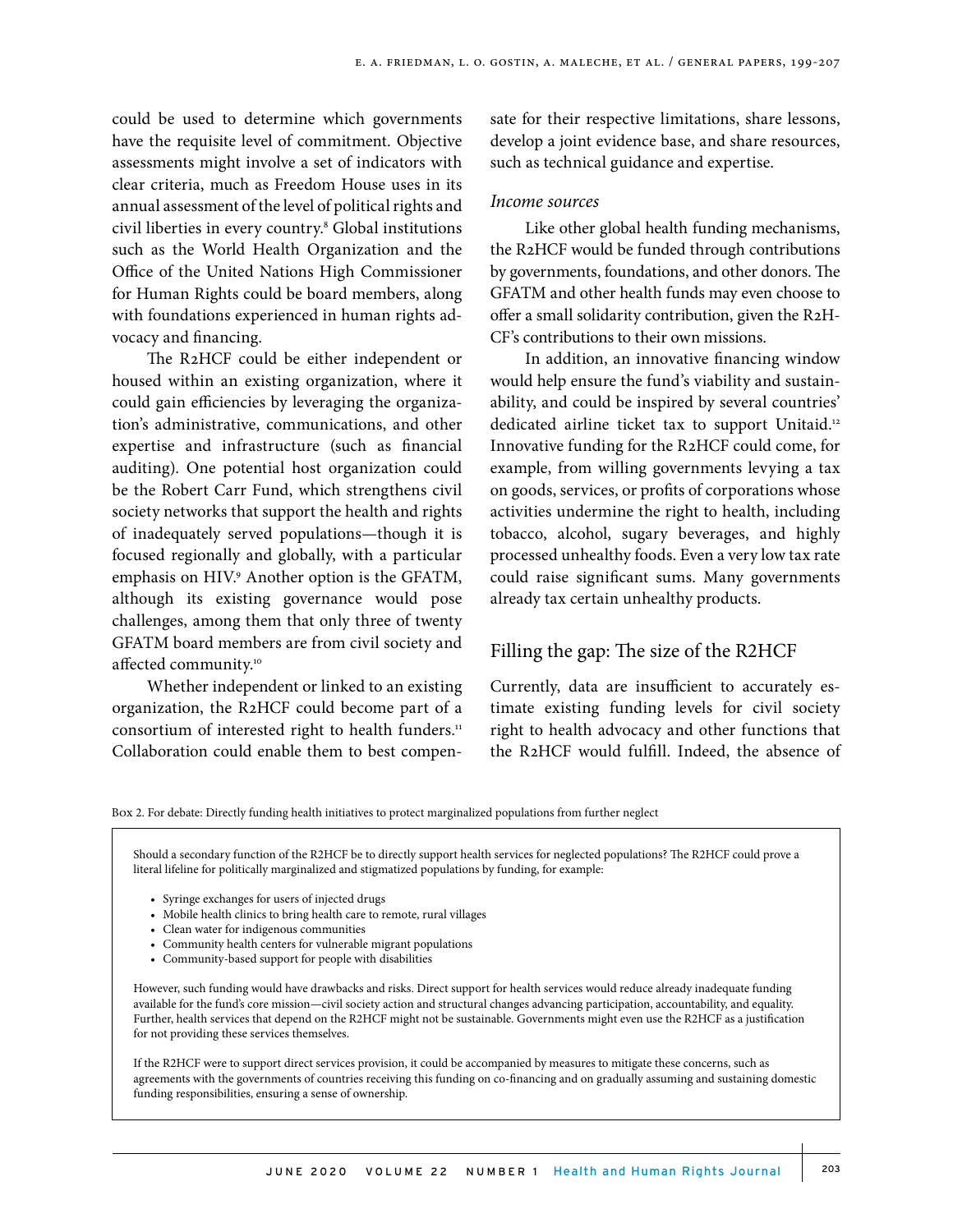could be used to determine which governments have the requisite level of commitment. Objective assessments might involve a set of indicators with clear criteria, much as Freedom House uses in its annual assessment of the level of political rights and civil liberties in every country.[8] Global institutions such as the World Health Organization and the Office of the United Nations High Commissioner for Human Rights could be board members, along with foundations experienced in human rights advocacy and financing.

The R2HCF could be either independent or housed within an existing organization, where it could gain efficiencies by leveraging the organization's administrative, communications, and other expertise and infrastructure (such as financial auditing). One potential host organization could be the Robert Carr Fund, which strengthens civil society networks that support the health and rights of inadequately served populations—though it is focused regionally and globally, with a particular emphasis on HIV.[9] Another option is the GFATM, although its existing governance would pose challenges, among them that only three of twenty GFATM board members are from civil society and affected community.[10]

Whether independent or linked to an existing organization, the R2HCF could become part of a consortium of interested right to health funders.[11] Collaboration could enable them to best compensate for their respective limitations, share lessons, develop a joint evidence base, and share resources, such as technical guidance and expertise.

*Income sources*

Like other global health funding mechanisms, the R2HCF would be funded through contributions by governments, foundations, and other donors. The GFATM and other health funds may even choose to offer a small solidarity contribution, given the R2HCF's contributions to their own missions.

In addition, an innovative financing window would help ensure the fund's viability and sustainability, and could be inspired by several countries' dedicated airline ticket tax to support Unitaid.[12] Innovative funding for the R2HCF could come, for example, from willing governments levying a tax on goods, services, or profits of corporations whose activities undermine the right to health, including tobacco, alcohol, sugary beverages, and highly processed unhealthy foods. Even a very low tax rate could raise significant sums. Many governments already tax certain unhealthy products.

## Filling the gap: The size of the R2HCF

Currently, data are insufficient to accurately estimate existing funding levels for civil society right to health advocacy and other functions that the R2HCF would fulfill. Indeed, the absence of

Box 2. For debate: Directly funding health initiatives to protect marginalized populations from further neglect

> Should a secondary function of the R2HCF be to directly support health services for neglected populations? The R2HCF could prove a literal lifeline for politically marginalized and stigmatized populations by funding, for example:
>
> - Syringe exchanges for users of injected drugs
> - Mobile health clinics to bring health care to remote, rural villages
> - Clean water for indigenous communities
> - Community health centers for vulnerable migrant populations
> - Community-based support for people with disabilities
>
> However, such funding would have drawbacks and risks. Direct support for health services would reduce already inadequate funding available for the fund's core mission—civil society action and structural changes advancing participation, accountability, and equality. Further, health services that depend on the R2HCF might not be sustainable. Governments might even use the R2HCF as a justification for not providing these services themselves.
>
> If the R2HCF were to support direct services provision, it could be accompanied by measures to mitigate these concerns, such as agreements with the governments of countries receiving this funding on co-financing and on gradually assuming and sustaining domestic funding responsibilities, ensuring a sense of ownership.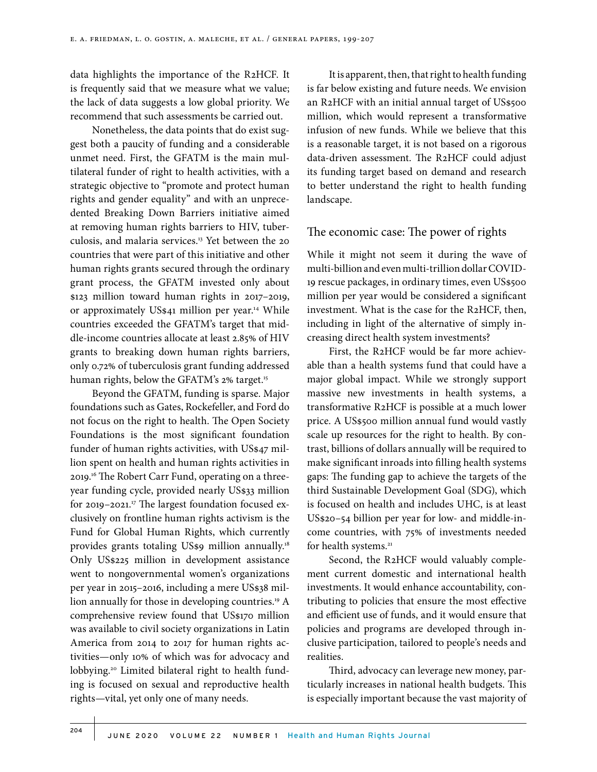data highlights the importance of the R2HCF. It is frequently said that we measure what we value; the lack of data suggests a low global priority. We recommend that such assessments be carried out.

Nonetheless, the data points that do exist suggest both a paucity of funding and a considerable unmet need. First, the GFATM is the main multilateral funder of right to health activities, with a strategic objective to "promote and protect human rights and gender equality" and with an unprecedented Breaking Down Barriers initiative aimed at removing human rights barriers to HIV, tuberculosis, and malaria services.[13] Yet between the 20 countries that were part of this initiative and other human rights grants secured through the ordinary grant process, the GFATM invested only about $123 million toward human rights in 2017–2019, or approximately US$41 million per year.[14] While countries exceeded the GFATM's target that middle-income countries allocate at least 2.85% of HIV grants to breaking down human rights barriers, only 0.72% of tuberculosis grant funding addressed human rights, below the GFATM's 2% target.[15]

Beyond the GFATM, funding is sparse. Major foundations such as Gates, Rockefeller, and Ford do not focus on the right to health. The Open Society Foundations is the most significant foundation funder of human rights activities, with US$47 million spent on health and human rights activities in 2019.[16] The Robert Carr Fund, operating on a three-year funding cycle, provided nearly US$33 million for 2019–2021.[17] The largest foundation focused exclusively on frontline human rights activism is the Fund for Global Human Rights, which currently provides grants totaling US$9 million annually.[18] Only US$225 million in development assistance went to nongovernmental women's organizations per year in 2015–2016, including a mere US$38 million annually for those in developing countries.[19] A comprehensive review found that US$170 million was available to civil society organizations in Latin America from 2014 to 2017 for human rights activities—only 10% of which was for advocacy and lobbying.[20] Limited bilateral right to health funding is focused on sexual and reproductive health rights—vital, yet only one of many needs.

It is apparent, then, that right to health funding is far below existing and future needs. We envision an R2HCF with an initial annual target of US$500 million, which would represent a transformative infusion of new funds. While we believe that this is a reasonable target, it is not based on a rigorous data-driven assessment. The R2HCF could adjust its funding target based on demand and research to better understand the right to health funding landscape.

## The economic case: The power of rights

While it might not seem it during the wave of multi-billion and even multi-trillion dollar COVID-19 rescue packages, in ordinary times, even US$500 million per year would be considered a significant investment. What is the case for the R2HCF, then, including in light of the alternative of simply increasing direct health system investments?

First, the R2HCF would be far more achievable than a health systems fund that could have a major global impact. While we strongly support massive new investments in health systems, a transformative R2HCF is possible at a much lower price. A US$500 million annual fund would vastly scale up resources for the right to health. By contrast, billions of dollars annually will be required to make significant inroads into filling health systems gaps: The funding gap to achieve the targets of the third Sustainable Development Goal (SDG), which is focused on health and includes UHC, is at least US$20–54 billion per year for low- and middle-income countries, with 75% of investments needed for health systems.[21]

Second, the R2HCF would valuably complement current domestic and international health investments. It would enhance accountability, contributing to policies that ensure the most effective and efficient use of funds, and it would ensure that policies and programs are developed through inclusive participation, tailored to people's needs and realities.

Third, advocacy can leverage new money, particularly increases in national health budgets. This is especially important because the vast majority of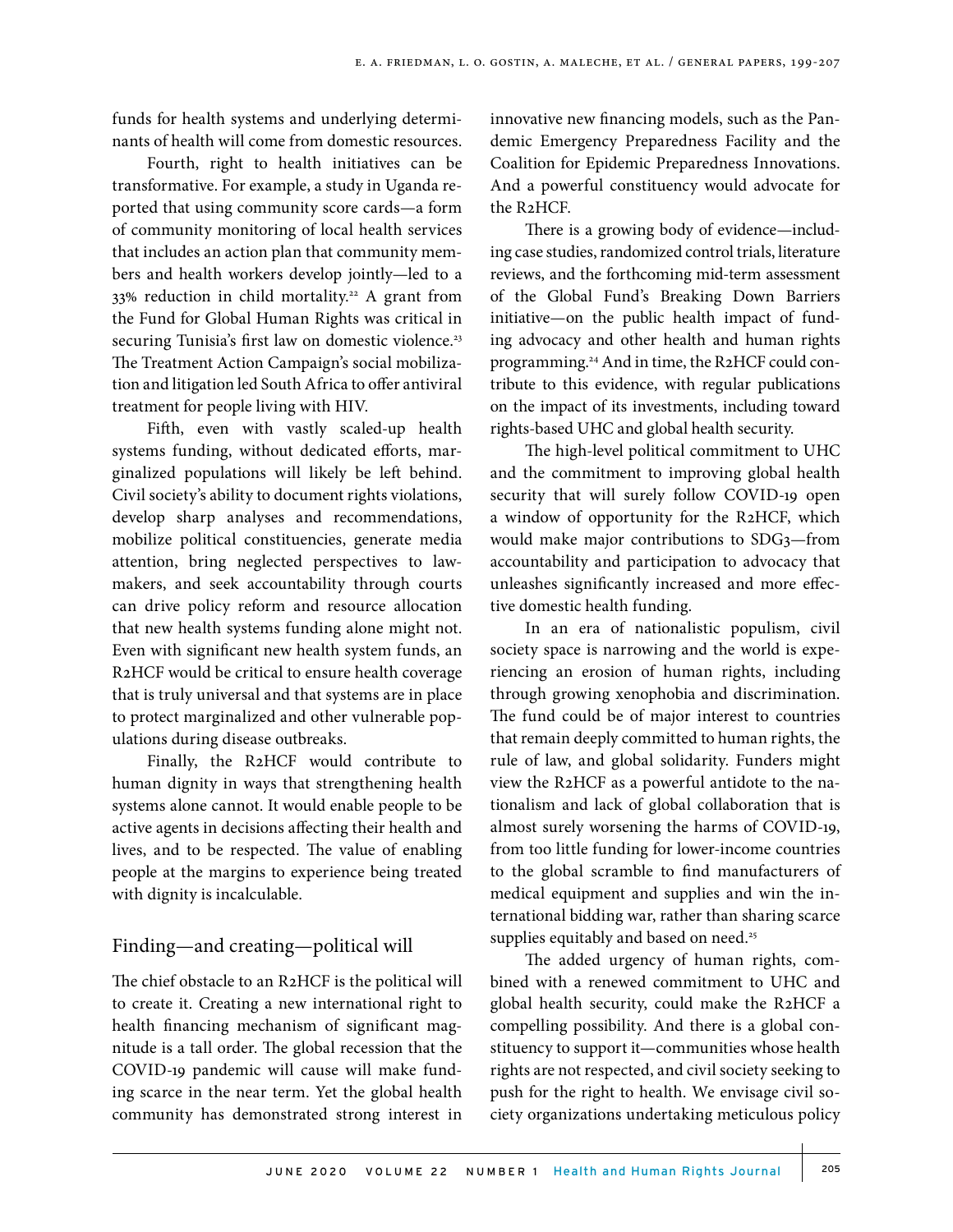funds for health systems and underlying determinants of health will come from domestic resources.

Fourth, right to health initiatives can be transformative. For example, a study in Uganda reported that using community score cards—a form of community monitoring of local health services that includes an action plan that community members and health workers develop jointly—led to a 33% reduction in child mortality.[22] A grant from the Fund for Global Human Rights was critical in securing Tunisia's first law on domestic violence.[23] The Treatment Action Campaign's social mobilization and litigation led South Africa to offer antiviral treatment for people living with HIV.

Fifth, even with vastly scaled-up health systems funding, without dedicated efforts, marginalized populations will likely be left behind. Civil society's ability to document rights violations, develop sharp analyses and recommendations, mobilize political constituencies, generate media attention, bring neglected perspectives to lawmakers, and seek accountability through courts can drive policy reform and resource allocation that new health systems funding alone might not. Even with significant new health system funds, an R2HCF would be critical to ensure health coverage that is truly universal and that systems are in place to protect marginalized and other vulnerable populations during disease outbreaks.

Finally, the R2HCF would contribute to human dignity in ways that strengthening health systems alone cannot. It would enable people to be active agents in decisions affecting their health and lives, and to be respected. The value of enabling people at the margins to experience being treated with dignity is incalculable.

## Finding—and creating—political will

The chief obstacle to an R2HCF is the political will to create it. Creating a new international right to health financing mechanism of significant magnitude is a tall order. The global recession that the COVID-19 pandemic will cause will make funding scarce in the near term. Yet the global health community has demonstrated strong interest in innovative new financing models, such as the Pandemic Emergency Preparedness Facility and the Coalition for Epidemic Preparedness Innovations. And a powerful constituency would advocate for the R2HCF.

There is a growing body of evidence—including case studies, randomized control trials, literature reviews, and the forthcoming mid-term assessment of the Global Fund's Breaking Down Barriers initiative—on the public health impact of funding advocacy and other health and human rights programming.[24] And in time, the R2HCF could contribute to this evidence, with regular publications on the impact of its investments, including toward rights-based UHC and global health security.

The high-level political commitment to UHC and the commitment to improving global health security that will surely follow COVID-19 open a window of opportunity for the R2HCF, which would make major contributions to SDG3—from accountability and participation to advocacy that unleashes significantly increased and more effective domestic health funding.

In an era of nationalistic populism, civil society space is narrowing and the world is experiencing an erosion of human rights, including through growing xenophobia and discrimination. The fund could be of major interest to countries that remain deeply committed to human rights, the rule of law, and global solidarity. Funders might view the R2HCF as a powerful antidote to the nationalism and lack of global collaboration that is almost surely worsening the harms of COVID-19, from too little funding for lower-income countries to the global scramble to find manufacturers of medical equipment and supplies and win the international bidding war, rather than sharing scarce supplies equitably and based on need.[25]

The added urgency of human rights, combined with a renewed commitment to UHC and global health security, could make the R2HCF a compelling possibility. And there is a global constituency to support it—communities whose health rights are not respected, and civil society seeking to push for the right to health. We envisage civil society organizations undertaking meticulous policy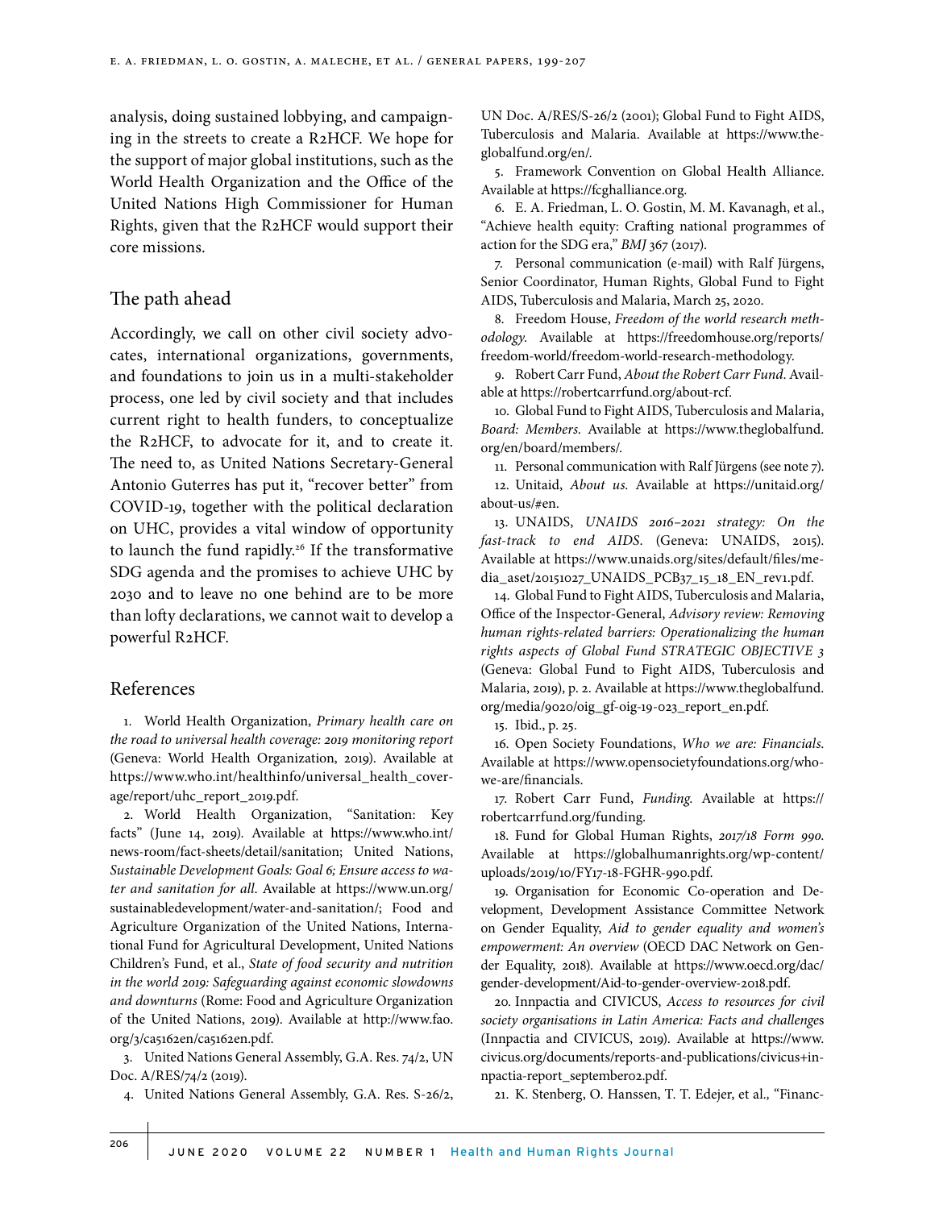analysis, doing sustained lobbying, and campaigning in the streets to create a R2HCF. We hope for the support of major global institutions, such as the World Health Organization and the Office of the United Nations High Commissioner for Human Rights, given that the R2HCF would support their core missions.

## The path ahead

Accordingly, we call on other civil society advocates, international organizations, governments, and foundations to join us in a multi-stakeholder process, one led by civil society and that includes current right to health funders, to conceptualize the R2HCF, to advocate for it, and to create it. The need to, as United Nations Secretary-General Antonio Guterres has put it, "recover better" from COVID-19, together with the political declaration on UHC, provides a vital window of opportunity to launch the fund rapidly.[26] If the transformative SDG agenda and the promises to achieve UHC by 2030 and to leave no one behind are to be more than lofty declarations, we cannot wait to develop a powerful R2HCF.

## References

1. World Health Organization, *Primary health care on the road to universal health coverage: 2019 monitoring report* (Geneva: World Health Organization, 2019). Available at https://www.who.int/healthinfo/universal_health_coverage/report/uhc_report_2019.pdf.

2. World Health Organization, "Sanitation: Key facts" (June 14, 2019). Available at https://www.who.int/news-room/fact-sheets/detail/sanitation; United Nations, *Sustainable Development Goals: Goal 6; Ensure access to water and sanitation for all*. Available at https://www.un.org/sustainabledevelopment/water-and-sanitation/; Food and Agriculture Organization of the United Nations, International Fund for Agricultural Development, United Nations Children's Fund, et al., *State of food security and nutrition in the world 2019: Safeguarding against economic slowdowns and downturns* (Rome: Food and Agriculture Organization of the United Nations, 2019). Available at http://www.fao.org/3/ca5162en/ca5162en.pdf.

3. United Nations General Assembly, G.A. Res. 74/2, UN Doc. A/RES/74/2 (2019).

4. United Nations General Assembly, G.A. Res. S-26/2, UN Doc. A/RES/S-26/2 (2001); Global Fund to Fight AIDS, Tuberculosis and Malaria. Available at https://www.theglobalfund.org/en/.

5. Framework Convention on Global Health Alliance. Available at https://fcghalliance.org.

6. E. A. Friedman, L. O. Gostin, M. M. Kavanagh, et al., "Achieve health equity: Crafting national programmes of action for the SDG era," *BMJ* 367 (2017).

7. Personal communication (e-mail) with Ralf Jürgens, Senior Coordinator, Human Rights, Global Fund to Fight AIDS, Tuberculosis and Malaria, March 25, 2020.

8. Freedom House, *Freedom of the world research methodology*. Available at https://freedomhouse.org/reports/freedom-world/freedom-world-research-methodology.

9. Robert Carr Fund, *About the Robert Carr Fund*. Available at https://robertcarrfund.org/about-rcf.

10. Global Fund to Fight AIDS, Tuberculosis and Malaria, *Board: Members*. Available at https://www.theglobalfund.org/en/board/members/.

11. Personal communication with Ralf Jürgens (see note 7).

12. Unitaid, *About us*. Available at https://unitaid.org/about-us/#en.

13. UNAIDS, *UNAIDS 2016–2021 strategy: On the fast-track to end AIDS*. (Geneva: UNAIDS, 2015). Available at https://www.unaids.org/sites/default/files/media_aset/20151027_UNAIDS_PCB37_15_18_EN_rev1.pdf.

14. Global Fund to Fight AIDS, Tuberculosis and Malaria, Office of the Inspector-General, *Advisory review: Removing human rights-related barriers: Operationalizing the human rights aspects of Global Fund STRATEGIC OBJECTIVE 3* (Geneva: Global Fund to Fight AIDS, Tuberculosis and Malaria, 2019), p. 2. Available at https://www.theglobalfund.org/media/9020/oig_gf-oig-19-023_report_en.pdf.

15. Ibid., p. 25.

16. Open Society Foundations, *Who we are: Financials*. Available at https://www.opensocietyfoundations.org/who-we-are/financials.

17. Robert Carr Fund, *Funding*. Available at https://robertcarrfund.org/funding.

18. Fund for Global Human Rights, *2017/18 Form 990*. Available at https://globalhumanrights.org/wp-content/uploads/2019/10/FY17-18-FGHR-990.pdf.

19. Organisation for Economic Co-operation and Development, Development Assistance Committee Network on Gender Equality, *Aid to gender equality and women's empowerment: An overview* (OECD DAC Network on Gender Equality, 2018). Available at https://www.oecd.org/dac/gender-development/Aid-to-gender-overview-2018.pdf.

20. Innpactia and CIVICUS, *Access to resources for civil society organisations in Latin America: Facts and challenges* (Innpactia and CIVICUS, 2019). Available at https://www.civicus.org/documents/reports-and-publications/civicus+innpactia-report_september02.pdf.

21. K. Stenberg, O. Hanssen, T. T. Edejer, et al., "Financ-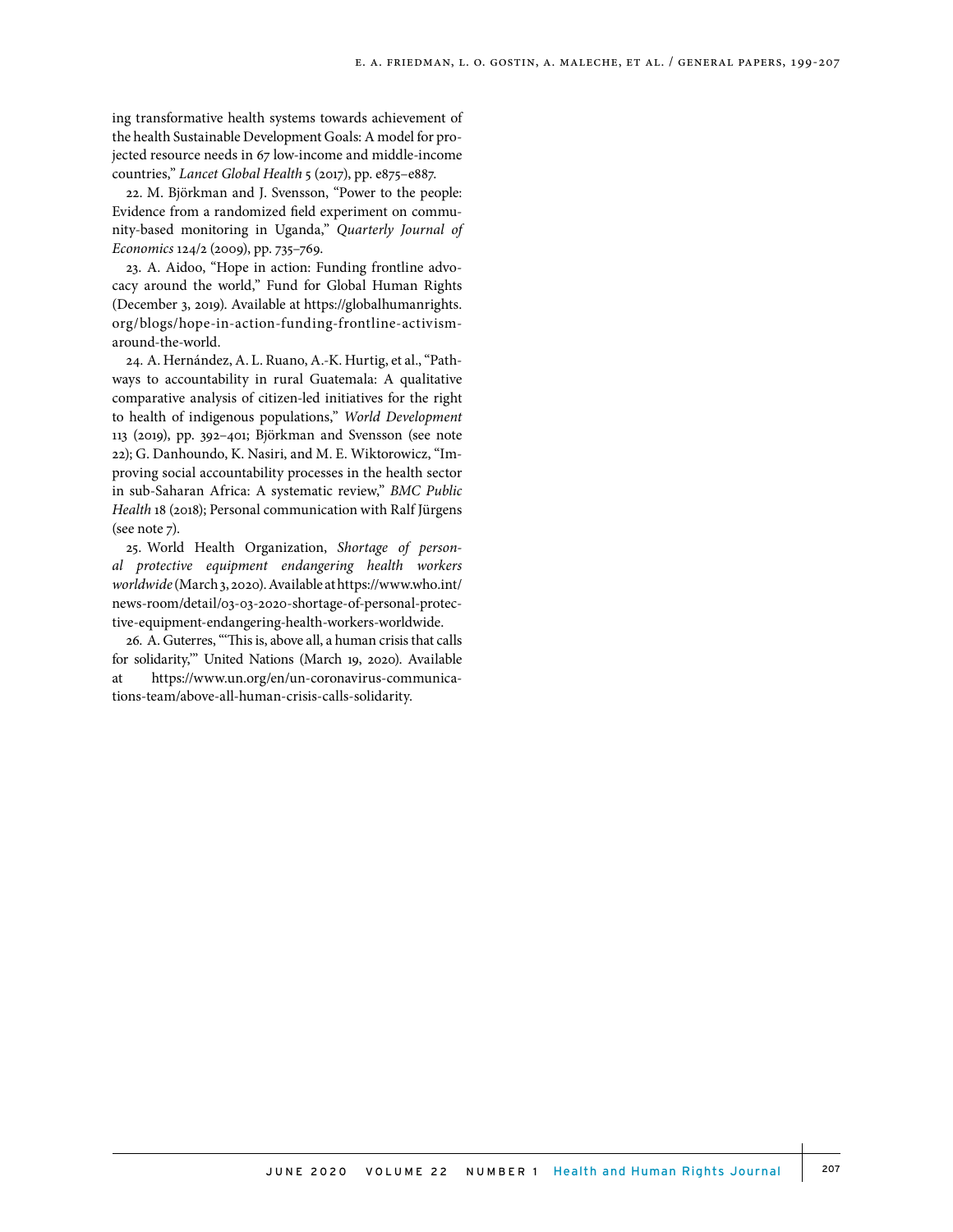ing transformative health systems towards achievement of the health Sustainable Development Goals: A model for projected resource needs in 67 low-income and middle-income countries," *Lancet Global Health* 5 (2017), pp. e875–e887.

22. M. Björkman and J. Svensson, "Power to the people: Evidence from a randomized field experiment on community-based monitoring in Uganda," *Quarterly Journal of Economics* 124/2 (2009), pp. 735–769.

23. A. Aidoo, "Hope in action: Funding frontline advocacy around the world," Fund for Global Human Rights (December 3, 2019). Available at https://globalhumanrights.org/blogs/hope-in-action-funding-frontline-activism-around-the-world.

24. A. Hernández, A. L. Ruano, A.-K. Hurtig, et al., "Pathways to accountability in rural Guatemala: A qualitative comparative analysis of citizen-led initiatives for the right to health of indigenous populations," *World Development* 113 (2019), pp. 392–401; Björkman and Svensson (see note 22); G. Danhoundo, K. Nasiri, and M. E. Wiktorowicz, "Improving social accountability processes in the health sector in sub-Saharan Africa: A systematic review," *BMC Public Health* 18 (2018); Personal communication with Ralf Jürgens (see note 7).

25. World Health Organization, *Shortage of personal protective equipment endangering health workers worldwide* (March 3, 2020). Available at https://www.who.int/news-room/detail/03-03-2020-shortage-of-personal-protective-equipment-endangering-health-workers-worldwide.

26. A. Guterres, "'This is, above all, a human crisis that calls for solidarity,'" United Nations (March 19, 2020). Available at https://www.un.org/en/un-coronavirus-communications-team/above-all-human-crisis-calls-solidarity.